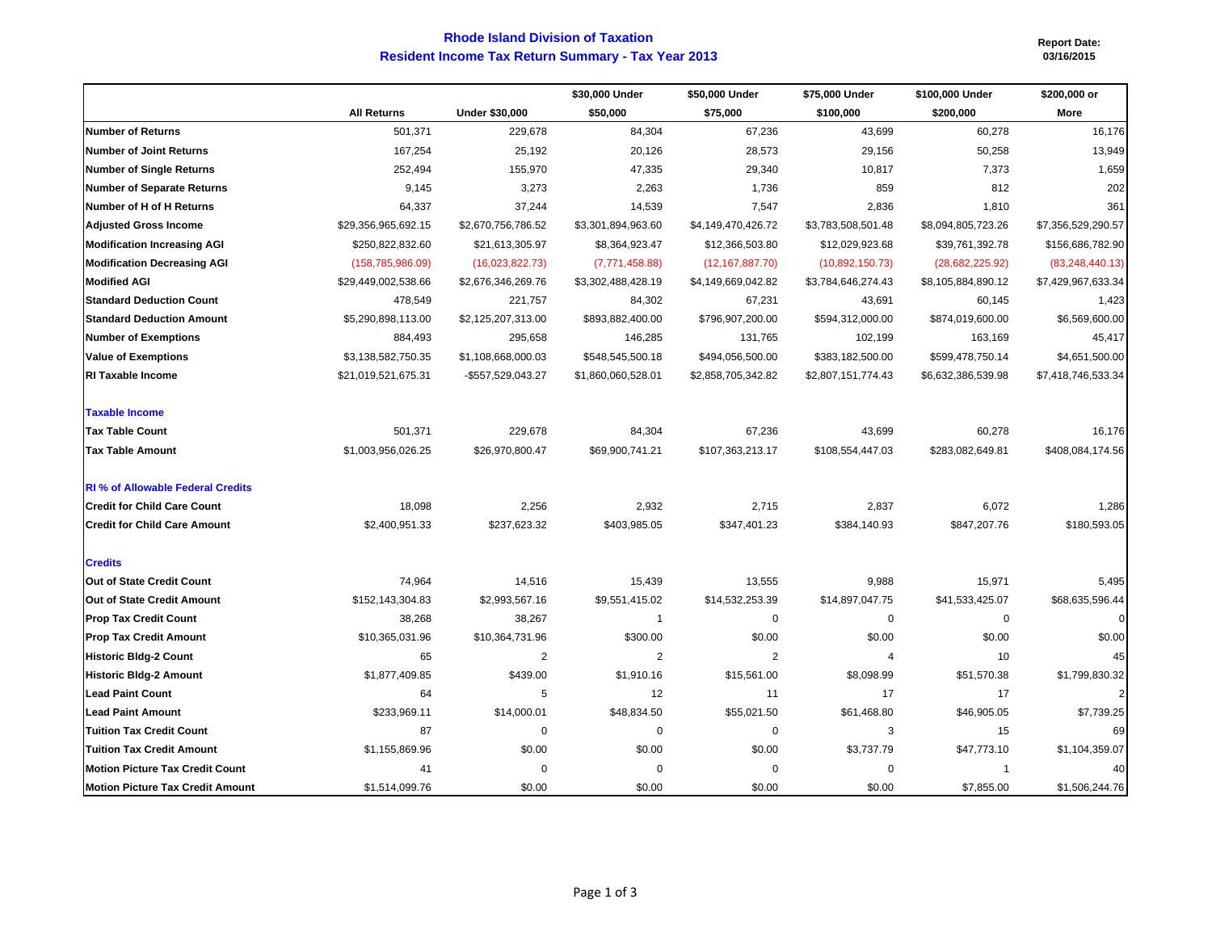# Rhode Island Division of Taxation

## Resident Income Tax Return Summary - Tax Year 2013

**Report Date:**
**03/16/2015**

| | All Returns | Under \$30,000 | \$30,000 Under \$50,000 | \$50,000 Under \$75,000 | \$75,000 Under \$100,000 | \$100,000 Under \$200,000 | \$200,000 or More |
|---|---|---|---|---|---|---|---|
| **Number of Returns** | 501,371 | 229,678 | 84,304 | 67,236 | 43,699 | 60,278 | 16,176 |
| **Number of Joint Returns** | 167,254 | 25,192 | 20,126 | 28,573 | 29,156 | 50,258 | 13,949 |
| **Number of Single Returns** | 252,494 | 155,970 | 47,335 | 29,340 | 10,817 | 7,373 | 1,659 |
| **Number of Separate Returns** | 9,145 | 3,273 | 2,263 | 1,736 | 859 | 812 | 202 |
| **Number of H of H Returns** | 64,337 | 37,244 | 14,539 | 7,547 | 2,836 | 1,810 | 361 |
| **Adjusted Gross Income** | \$29,356,965,692.15 | \$2,670,756,786.52 | \$3,301,894,963.60 | \$4,149,470,426.72 | \$3,783,508,501.48 | \$8,094,805,723.26 | \$7,356,529,290.57 |
| **Modification Increasing AGI** | \$250,822,832.60 | \$21,613,305.97 | \$8,364,923.47 | \$12,366,503.80 | \$12,029,923.68 | \$39,761,392.78 | \$156,686,782.90 |
| **Modification Decreasing AGI** | (158,785,986.09) | (16,023,822.73) | (7,771,458.88) | (12,167,887.70) | (10,892,150.73) | (28,682,225.92) | (83,248,440.13) |
| **Modified AGI** | \$29,449,002,538.66 | \$2,676,346,269.76 | \$3,302,488,428.19 | \$4,149,669,042.82 | \$3,784,646,274.43 | \$8,105,884,890.12 | \$7,429,967,633.34 |
| **Standard Deduction Count** | 478,549 | 221,757 | 84,302 | 67,231 | 43,691 | 60,145 | 1,423 |
| **Standard Deduction Amount** | \$5,290,898,113.00 | \$2,125,207,313.00 | \$893,882,400.00 | \$796,907,200.00 | \$594,312,000.00 | \$874,019,600.00 | \$6,569,600.00 |
| **Number of Exemptions** | 884,493 | 295,658 | 146,285 | 131,765 | 102,199 | 163,169 | 45,417 |
| **Value of Exemptions** | \$3,138,582,750.35 | \$1,108,668,000.03 | \$548,545,500.18 | \$494,056,500.00 | \$383,182,500.00 | \$599,478,750.14 | \$4,651,500.00 |
| **RI Taxable Income** | \$21,019,521,675.31 | -\$557,529,043.27 | \$1,860,060,528.01 | \$2,858,705,342.82 | \$2,807,151,774.43 | \$6,632,386,539.98 | \$7,418,746,533.34 |
| **Taxable Income** | | | | | | | |
| **Tax Table Count** | 501,371 | 229,678 | 84,304 | 67,236 | 43,699 | 60,278 | 16,176 |
| **Tax Table Amount** | \$1,003,956,026.25 | \$26,970,800.47 | \$69,900,741.21 | \$107,363,213.17 | \$108,554,447.03 | \$283,082,649.81 | \$408,084,174.56 |
| **RI % of Allowable Federal Credits** | | | | | | | |
| **Credit for Child Care Count** | 18,098 | 2,256 | 2,932 | 2,715 | 2,837 | 6,072 | 1,286 |
| **Credit for Child Care Amount** | \$2,400,951.33 | \$237,623.32 | \$403,985.05 | \$347,401.23 | \$384,140.93 | \$847,207.76 | \$180,593.05 |
| **Credits** | | | | | | | |
| **Out of State Credit Count** | 74,964 | 14,516 | 15,439 | 13,555 | 9,988 | 15,971 | 5,495 |
| **Out of State Credit Amount** | \$152,143,304.83 | \$2,993,567.16 | \$9,551,415.02 | \$14,532,253.39 | \$14,897,047.75 | \$41,533,425.07 | \$68,635,596.44 |
| **Prop Tax Credit Count** | 38,268 | 38,267 | 1 | 0 | 0 | 0 | 0 |
| **Prop Tax Credit Amount** | \$10,365,031.96 | \$10,364,731.96 | \$300.00 | \$0.00 | \$0.00 | \$0.00 | \$0.00 |
| **Historic Bldg-2 Count** | 65 | 2 | 2 | 2 | 4 | 10 | 45 |
| **Historic Bldg-2 Amount** | \$1,877,409.85 | \$439.00 | \$1,910.16 | \$15,561.00 | \$8,098.99 | \$51,570.38 | \$1,799,830.32 |
| **Lead Paint Count** | 64 | 5 | 12 | 11 | 17 | 17 | 2 |
| **Lead Paint Amount** | \$233,969.11 | \$14,000.01 | \$48,834.50 | \$55,021.50 | \$61,468.80 | \$46,905.05 | \$7,739.25 |
| **Tuition Tax Credit Count** | 87 | 0 | 0 | 0 | 3 | 15 | 69 |
| **Tuition Tax Credit Amount** | \$1,155,869.96 | \$0.00 | \$0.00 | \$0.00 | \$3,737.79 | \$47,773.10 | \$1,104,359.07 |
| **Motion Picture Tax Credit Count** | 41 | 0 | 0 | 0 | 0 | 1 | 40 |
| **Motion Picture Tax Credit Amount** | \$1,514,099.76 | \$0.00 | \$0.00 | \$0.00 | \$0.00 | \$7,855.00 | \$1,506,244.76 |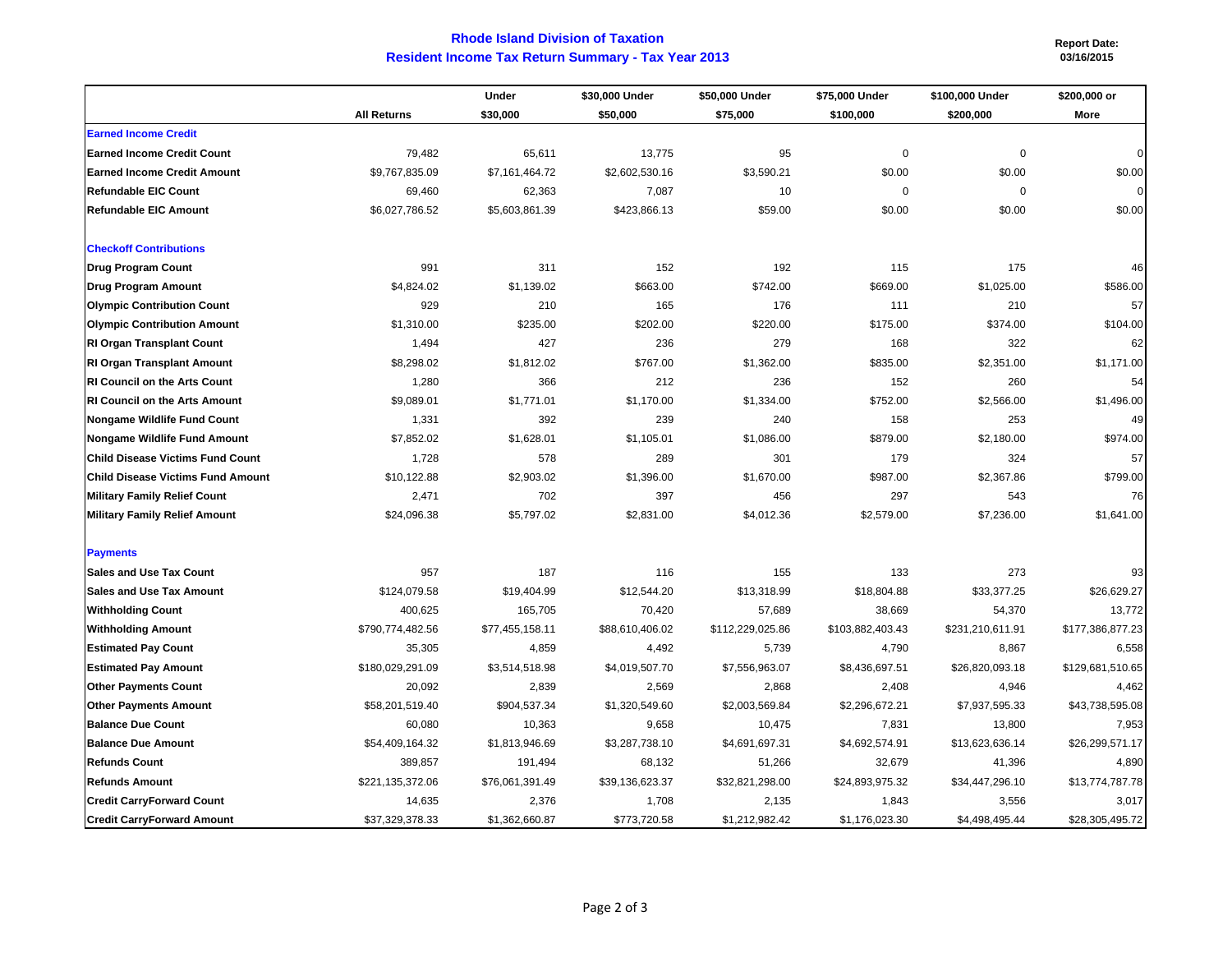# Rhode Island Division of Taxation

## Resident Income Tax Return Summary - Tax Year 2013

Report Date: 03/16/2015

| | All Returns | Under $30,000 | $30,000 Under $50,000 | $50,000 Under $75,000 | $75,000 Under $100,000 | $100,000 Under $200,000 | $200,000 or More |
|---|---|---|---|---|---|---|---|
| **Earned Income Credit** | | | | | | | |
| **Earned Income Credit Count** | 79,482 | 65,611 | 13,775 | 95 | 0 | 0 | 0 |
| **Earned Income Credit Amount** | $9,767,835.09 | $7,161,464.72 | $2,602,530.16 | $3,590.21 | $0.00 | $0.00 | $0.00 |
| **Refundable EIC Count** | 69,460 | 62,363 | 7,087 | 10 | 0 | 0 | 0 |
| **Refundable EIC Amount** | $6,027,786.52 | $5,603,861.39 | $423,866.13 | $59.00 | $0.00 | $0.00 | $0.00 |
| **Checkoff Contributions** | | | | | | | |
| **Drug Program Count** | 991 | 311 | 152 | 192 | 115 | 175 | 46 |
| **Drug Program Amount** | $4,824.02 | $1,139.02 | $663.00 | $742.00 | $669.00 | $1,025.00 | $586.00 |
| **Olympic Contribution Count** | 929 | 210 | 165 | 176 | 111 | 210 | 57 |
| **Olympic Contribution Amount** | $1,310.00 | $235.00 | $202.00 | $220.00 | $175.00 | $374.00 | $104.00 |
| **RI Organ Transplant Count** | 1,494 | 427 | 236 | 279 | 168 | 322 | 62 |
| **RI Organ Transplant Amount** | $8,298.02 | $1,812.02 | $767.00 | $1,362.00 | $835.00 | $2,351.00 | $1,171.00 |
| **RI Council on the Arts Count** | 1,280 | 366 | 212 | 236 | 152 | 260 | 54 |
| **RI Council on the Arts Amount** | $9,089.01 | $1,771.01 | $1,170.00 | $1,334.00 | $752.00 | $2,566.00 | $1,496.00 |
| **Nongame Wildlife Fund Count** | 1,331 | 392 | 239 | 240 | 158 | 253 | 49 |
| **Nongame Wildlife Fund Amount** | $7,852.02 | $1,628.01 | $1,105.01 | $1,086.00 | $879.00 | $2,180.00 | $974.00 |
| **Child Disease Victims Fund Count** | 1,728 | 578 | 289 | 301 | 179 | 324 | 57 |
| **Child Disease Victims Fund Amount** | $10,122.88 | $2,903.02 | $1,396.00 | $1,670.00 | $987.00 | $2,367.86 | $799.00 |
| **Military Family Relief Count** | 2,471 | 702 | 397 | 456 | 297 | 543 | 76 |
| **Military Family Relief Amount** | $24,096.38 | $5,797.02 | $2,831.00 | $4,012.36 | $2,579.00 | $7,236.00 | $1,641.00 |
| **Payments** | | | | | | | |
| **Sales and Use Tax Count** | 957 | 187 | 116 | 155 | 133 | 273 | 93 |
| **Sales and Use Tax Amount** | $124,079.58 | $19,404.99 | $12,544.20 | $13,318.99 | $18,804.88 | $33,377.25 | $26,629.27 |
| **Withholding Count** | 400,625 | 165,705 | 70,420 | 57,689 | 38,669 | 54,370 | 13,772 |
| **Withholding Amount** | $790,774,482.56 | $77,455,158.11 | $88,610,406.02 | $112,229,025.86 | $103,882,403.43 | $231,210,611.91 | $177,386,877.23 |
| **Estimated Pay Count** | 35,305 | 4,859 | 4,492 | 5,739 | 4,790 | 8,867 | 6,558 |
| **Estimated Pay Amount** | $180,029,291.09 | $3,514,518.98 | $4,019,507.70 | $7,556,963.07 | $8,436,697.51 | $26,820,093.18 | $129,681,510.65 |
| **Other Payments Count** | 20,092 | 2,839 | 2,569 | 2,868 | 2,408 | 4,946 | 4,462 |
| **Other Payments Amount** | $58,201,519.40 | $904,537.34 | $1,320,549.60 | $2,003,569.84 | $2,296,672.21 | $7,937,595.33 | $43,738,595.08 |
| **Balance Due Count** | 60,080 | 10,363 | 9,658 | 10,475 | 7,831 | 13,800 | 7,953 |
| **Balance Due Amount** | $54,409,164.32 | $1,813,946.69 | $3,287,738.10 | $4,691,697.31 | $4,692,574.91 | $13,623,636.14 | $26,299,571.17 |
| **Refunds Count** | 389,857 | 191,494 | 68,132 | 51,266 | 32,679 | 41,396 | 4,890 |
| **Refunds Amount** | $221,135,372.06 | $76,061,391.49 | $39,136,623.37 | $32,821,298.00 | $24,893,975.32 | $34,447,296.10 | $13,774,787.78 |
| **Credit CarryForward Count** | 14,635 | 2,376 | 1,708 | 2,135 | 1,843 | 3,556 | 3,017 |
| **Credit CarryForward Amount** | $37,329,378.33 | $1,362,660.87 | $773,720.58 | $1,212,982.42 | $1,176,023.30 | $4,498,495.44 | $28,305,495.72 |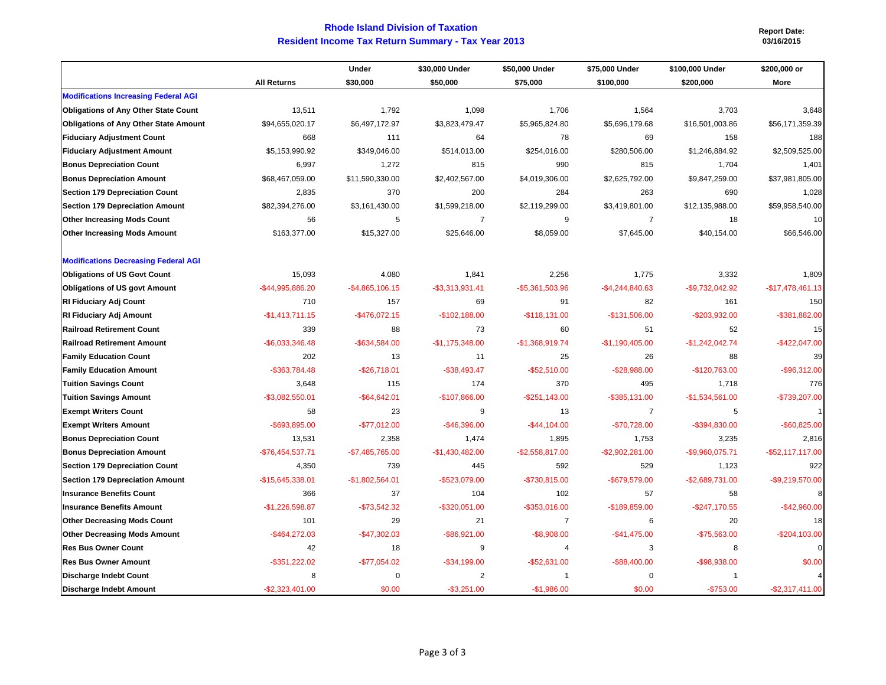# Rhode Island Division of Taxation

## Resident Income Tax Return Summary - Tax Year 2013

Report Date: 03/16/2015

| | All Returns | Under $30,000 | $30,000 Under $50,000 | $50,000 Under $75,000 | $75,000 Under $100,000 | $100,000 Under $200,000 | $200,000 or More |
|---|---|---|---|---|---|---|---|
| **Modifications Increasing Federal AGI** | | | | | | | |
| **Obligations of Any Other State Count** | 13,511 | 1,792 | 1,098 | 1,706 | 1,564 | 3,703 | 3,648 |
| **Obligations of Any Other State Amount** | $94,655,020.17 | $6,497,172.97 | $3,823,479.47 | $5,965,824.80 | $5,696,179.68 | $16,501,003.86 | $56,171,359.39 |
| **Fiduciary Adjustment Count** | 668 | 111 | 64 | 78 | 69 | 158 | 188 |
| **Fiduciary Adjustment Amount** | $5,153,990.92 | $349,046.00 | $514,013.00 | $254,016.00 | $280,506.00 | $1,246,884.92 | $2,509,525.00 |
| **Bonus Depreciation Count** | 6,997 | 1,272 | 815 | 990 | 815 | 1,704 | 1,401 |
| **Bonus Depreciation Amount** | $68,467,059.00 | $11,590,330.00 | $2,402,567.00 | $4,019,306.00 | $2,625,792.00 | $9,847,259.00 | $37,981,805.00 |
| **Section 179 Depreciation Count** | 2,835 | 370 | 200 | 284 | 263 | 690 | 1,028 |
| **Section 179 Depreciation Amount** | $82,394,276.00 | $3,161,430.00 | $1,599,218.00 | $2,119,299.00 | $3,419,801.00 | $12,135,988.00 | $59,958,540.00 |
| **Other Increasing Mods Count** | 56 | 5 | 7 | 9 | 7 | 18 | 10 |
| **Other Increasing Mods Amount** | $163,377.00 | $15,327.00 | $25,646.00 | $8,059.00 | $7,645.00 | $40,154.00 | $66,546.00 |
| | | | | | | | |
| **Modifications Decreasing Federal AGI** | | | | | | | |
| **Obligations of US Govt Count** | 15,093 | 4,080 | 1,841 | 2,256 | 1,775 | 3,332 | 1,809 |
| **Obligations of US govt Amount** | -$44,995,886.20 | -$4,865,106.15 | -$3,313,931.41 | -$5,361,503.96 | -$4,244,840.63 | -$9,732,042.92 | -$17,478,461.13 |
| **RI Fiduciary Adj Count** | 710 | 157 | 69 | 91 | 82 | 161 | 150 |
| **RI Fiduciary Adj Amount** | -$1,413,711.15 | -$476,072.15 | -$102,188.00 | -$118,131.00 | -$131,506.00 | -$203,932.00 | -$381,882.00 |
| **Railroad Retirement Count** | 339 | 88 | 73 | 60 | 51 | 52 | 15 |
| **Railroad Retirement Amount** | -$6,033,346.48 | -$634,584.00 | -$1,175,348.00 | -$1,368,919.74 | -$1,190,405.00 | -$1,242,042.74 | -$422,047.00 |
| **Family Education Count** | 202 | 13 | 11 | 25 | 26 | 88 | 39 |
| **Family Education Amount** | -$363,784.48 | -$26,718.01 | -$38,493.47 | -$52,510.00 | -$28,988.00 | -$120,763.00 | -$96,312.00 |
| **Tuition Savings Count** | 3,648 | 115 | 174 | 370 | 495 | 1,718 | 776 |
| **Tuition Savings Amount** | -$3,082,550.01 | -$64,642.01 | -$107,866.00 | -$251,143.00 | -$385,131.00 | -$1,534,561.00 | -$739,207.00 |
| **Exempt Writers Count** | 58 | 23 | 9 | 13 | 7 | 5 | 1 |
| **Exempt Writers Amount** | -$693,895.00 | -$77,012.00 | -$46,396.00 | -$44,104.00 | -$70,728.00 | -$394,830.00 | -$60,825.00 |
| **Bonus Depreciation Count** | 13,531 | 2,358 | 1,474 | 1,895 | 1,753 | 3,235 | 2,816 |
| **Bonus Depreciation Amount** | -$76,454,537.71 | -$7,485,765.00 | -$1,430,482.00 | -$2,558,817.00 | -$2,902,281.00 | -$9,960,075.71 | -$52,117,117.00 |
| **Section 179 Depreciation Count** | 4,350 | 739 | 445 | 592 | 529 | 1,123 | 922 |
| **Section 179 Depreciation Amount** | -$15,645,338.01 | -$1,802,564.01 | -$523,079.00 | -$730,815.00 | -$679,579.00 | -$2,689,731.00 | -$9,219,570.00 |
| **Insurance Benefits Count** | 366 | 37 | 104 | 102 | 57 | 58 | 8 |
| **Insurance Benefits Amount** | -$1,226,598.87 | -$73,542.32 | -$320,051.00 | -$353,016.00 | -$189,859.00 | -$247,170.55 | -$42,960.00 |
| **Other Decreasing Mods Count** | 101 | 29 | 21 | 7 | 6 | 20 | 18 |
| **Other Decreasing Mods Amount** | -$464,272.03 | -$47,302.03 | -$86,921.00 | -$8,908.00 | -$41,475.00 | -$75,563.00 | -$204,103.00 |
| **Res Bus Owner Count** | 42 | 18 | 9 | 4 | 3 | 8 | 0 |
| **Res Bus Owner Amount** | -$351,222.02 | -$77,054.02 | -$34,199.00 | -$52,631.00 | -$88,400.00 | -$98,938.00 | $0.00 |
| **Discharge Indebt Count** | 8 | 0 | 2 | 1 | 0 | 1 | 4 |
| **Discharge Indebt Amount** | -$2,323,401.00 | $0.00 | -$3,251.00 | -$1,986.00 | $0.00 | -$753.00 | -$2,317,411.00 |